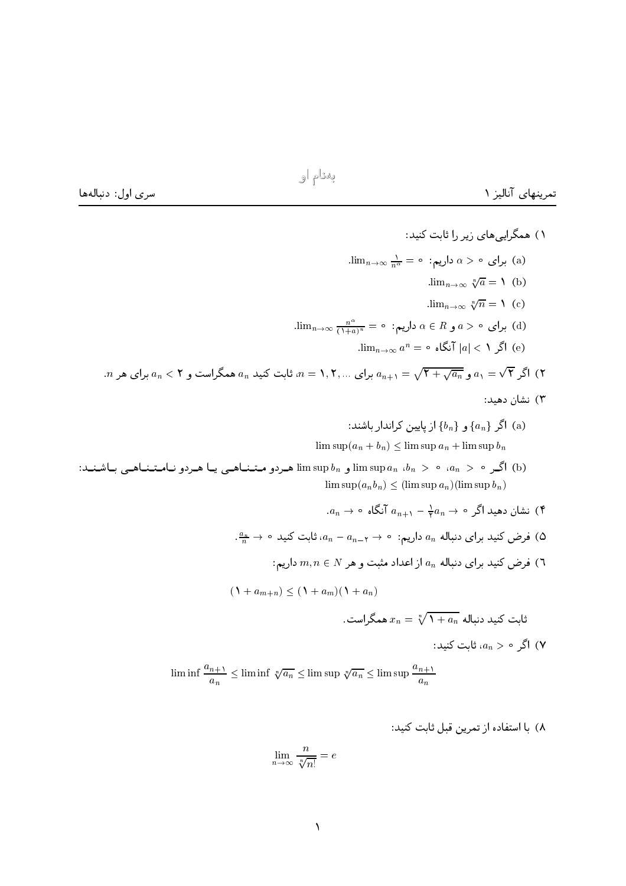به‌نام او

سری اول: دنباله‌ها

۱) همگرایی‌های زیر را ثابت کنید:

(a) برای $\alpha > 0$ داریم: $\lim_{n\to\infty} \frac{1}{n^\alpha} = 0$.

(b) $\lim_{n\to\infty} \sqrt[n]{a} = 1$.

(c) $\lim_{n\to\infty} \sqrt[n]{n} = 1$.

(d) برای $a > 0$ و $\alpha \in R$ داریم: $\lim_{n\to\infty} \frac{n^\alpha}{(1+a)^n} = 0$.

(e) اگر $|a| < 1$ آنگاه $\lim_{n\to\infty} a^n = 0$.

۲) اگر $a_1 = \sqrt{2}$ و $a_{n+1} = \sqrt{2 + \sqrt{a_n}}$ برای $n = 1, 2, \ldots$، ثابت کنید $a_n$ همگراست و $a_n < 2$ برای هر $n$.

۳) نشان دهید:

(a) اگر $\{a_n\}$ و $\{b_n\}$ از پایین کراندار باشند:

$$\limsup(a_n + b_n) \le \limsup a_n + \limsup b_n$$

(b) اگر $a_n > 0$، $b_n > 0$، $\limsup a_n$ و $\limsup b_n$ هردو متناهی یا هردو نامتناهی باشند:

$$\limsup(a_n b_n) \le (\limsup a_n)(\limsup b_n)$$

۴) نشان دهید اگر $a_{n+1} - \frac{1}{2}a_n \to 0$ آنگاه $a_n \to 0$.

۵) فرض کنید برای دنباله $a_n$ داریم: $a_n - a_{n-2} \to 0$، ثابت کنید $\frac{a_n}{n} \to 0$.

۶) فرض کنید برای دنباله $a_n$ از اعداد مثبت و هر $m, n \in N$ داریم:

$$(1 + a_{m+n}) \le (1 + a_m)(1 + a_n)$$

ثابت کنید دنباله $x_n = \sqrt[n]{1 + a_n}$ همگراست.

۷) اگر $a_n > 0$، ثابت کنید:

$$\liminf \frac{a_{n+1}}{a_n} \le \liminf \sqrt[n]{a_n} \le \limsup \sqrt[n]{a_n} \le \limsup \frac{a_{n+1}}{a_n}$$

۸) با استفاده از تمرین قبل ثابت کنید:

$$\lim_{n\to\infty} \frac{n}{\sqrt[n]{n!}} = e$$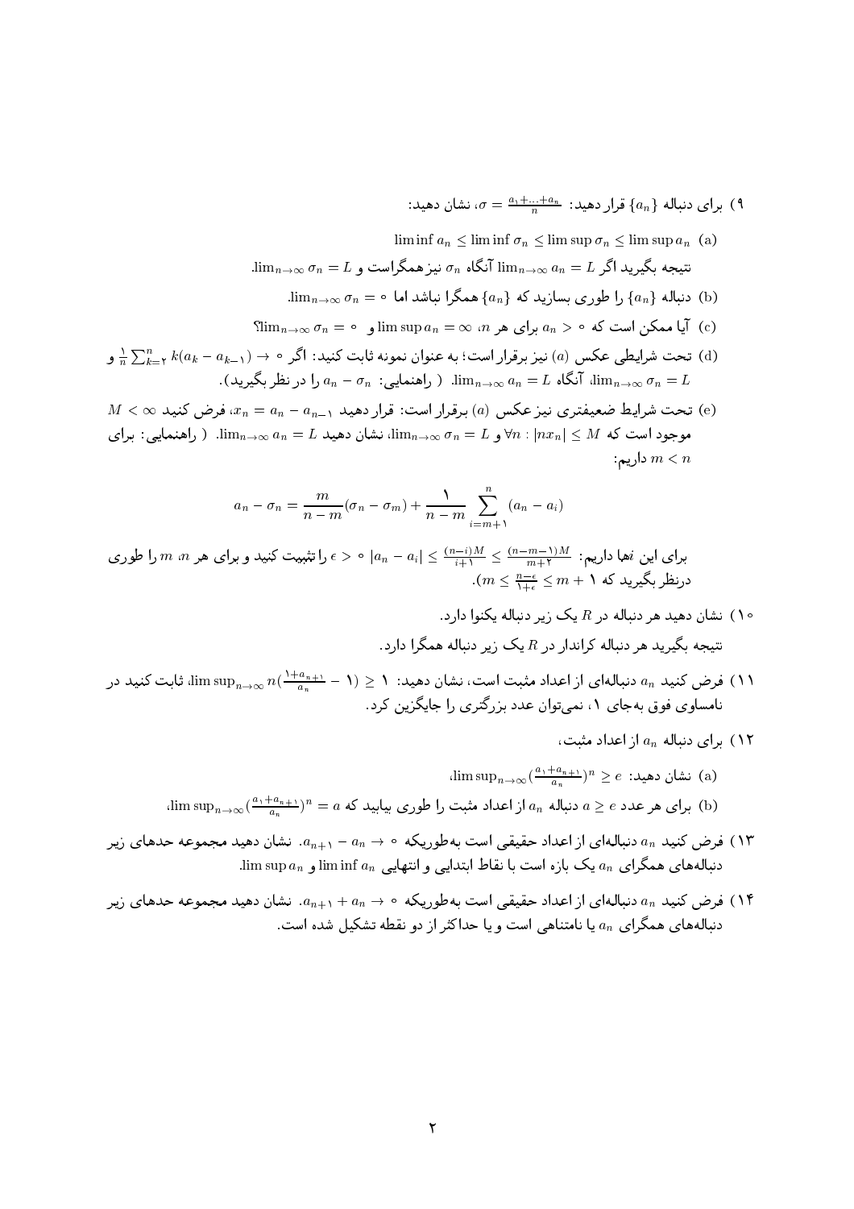۹) برای دنباله $\{a_n\}$ قرار دهید: $\sigma = \frac{a_1 + \ldots + a_n}{n}$، نشان دهید:

(a) $\liminf a_n \le \liminf \sigma_n \le \limsup \sigma_n \le \limsup a_n$

نتیجه بگیرید اگر $\lim_{n\to\infty} a_n = L$ آنگاه $\sigma_n$ نیز همگراست و $\lim_{n\to\infty} \sigma_n = L$.

(b) دنباله $\{a_n\}$ را طوری بسازید که $\{a_n\}$ همگرا نباشد اما $\lim_{n\to\infty} \sigma_n = 0$.

(c) آیا ممکن است که $a_n > 0$ برای هر $n$، $\limsup a_n = \infty$ و $\lim_{n\to\infty} \sigma_n = 0$؟

(d) تحت شرایطی عکس $(a)$ نیز برقرار است؛ به عنوان نمونه ثابت کنید: اگر $\frac{1}{n}\sum_{k=2}^{n} k(a_k - a_{k-1}) \to 0$ و $\lim_{n\to\infty} \sigma_n = L$، آنگاه $\lim_{n\to\infty} a_n = L$. ( راهنمایی: $a_n - \sigma_n$ را در نظر بگیرید).

(e) تحت شرایط ضعیفتری نیز عکس $(a)$ برقرار است: قرار دهید $x_n = a_n - a_{n-1}$، فرض کنید $M < \infty$ موجود است که $\forall n : |nx_n| \le M$ و $\lim_{n\to\infty} \sigma_n = L$، نشان دهید $\lim_{n\to\infty} a_n = L$. ( راهنمایی: برای $m < n$ داریم:

$$a_n - \sigma_n = \frac{m}{n-m}(\sigma_n - \sigma_m) + \frac{1}{n-m}\sum_{i=m+1}^{n}(a_n - a_i)$$

برای این $i$ها داریم: $|a_n - a_i| \le \frac{(n-i)M}{i+1} \le \frac{(n-m-1)M}{m+2}$ $\epsilon > 0$ را تثبیت کنید و برای هر $n$، $m$ را طوری درنظر بگیرید که $m \le \frac{n-\epsilon}{1+\epsilon} \le m+1$).

۱۰) نشان دهید هر دنباله در $R$ یک زیر دنباله یکنوا دارد.

نتیجه بگیرید هر دنباله کراندار در $R$ یک زیر دنباله همگرا دارد.

۱۱) فرض کنید $a_n$ دنباله‌ای از اعداد مثبت است، نشان دهید: $\limsup_{n\to\infty} n(\frac{1+a_{n+1}}{a_n} - 1) \ge 1$، ثابت کنید در نامساوی فوق به‌جای ۱، نمی‌توان عدد بزرگتری را جایگزین کرد.

۱۲) برای دنباله $a_n$ از اعداد مثبت،

(a) نشان دهید: $\limsup_{n\to\infty}(\frac{a_1 + a_{n+1}}{a_n})^n \ge e$،

(b) برای هر عدد $a \ge e$ دنباله $a_n$ از اعداد مثبت را طوری بیابید که $\limsup_{n\to\infty}(\frac{a_1 + a_{n+1}}{a_n})^n = a$،

۱۳) فرض کنید $a_n$ دنباله‌ای از اعداد حقیقی است به‌طوریکه $a_{n+1} - a_n \to 0$. نشان دهید مجموعه حدهای زیر دنباله‌های همگرای $a_n$ یک بازه است با نقاط ابتدایی و انتهایی $\liminf a_n$ و $\limsup a_n$.

۱۴) فرض کنید $a_n$ دنباله‌ای از اعداد حقیقی است به‌طوریکه $a_{n+1} + a_n \to 0$. نشان دهید مجموعه حدهای زیر دنباله‌های همگرای $a_n$ یا نامتناهی است و یا حداکثر از دو نقطه تشکیل شده است.